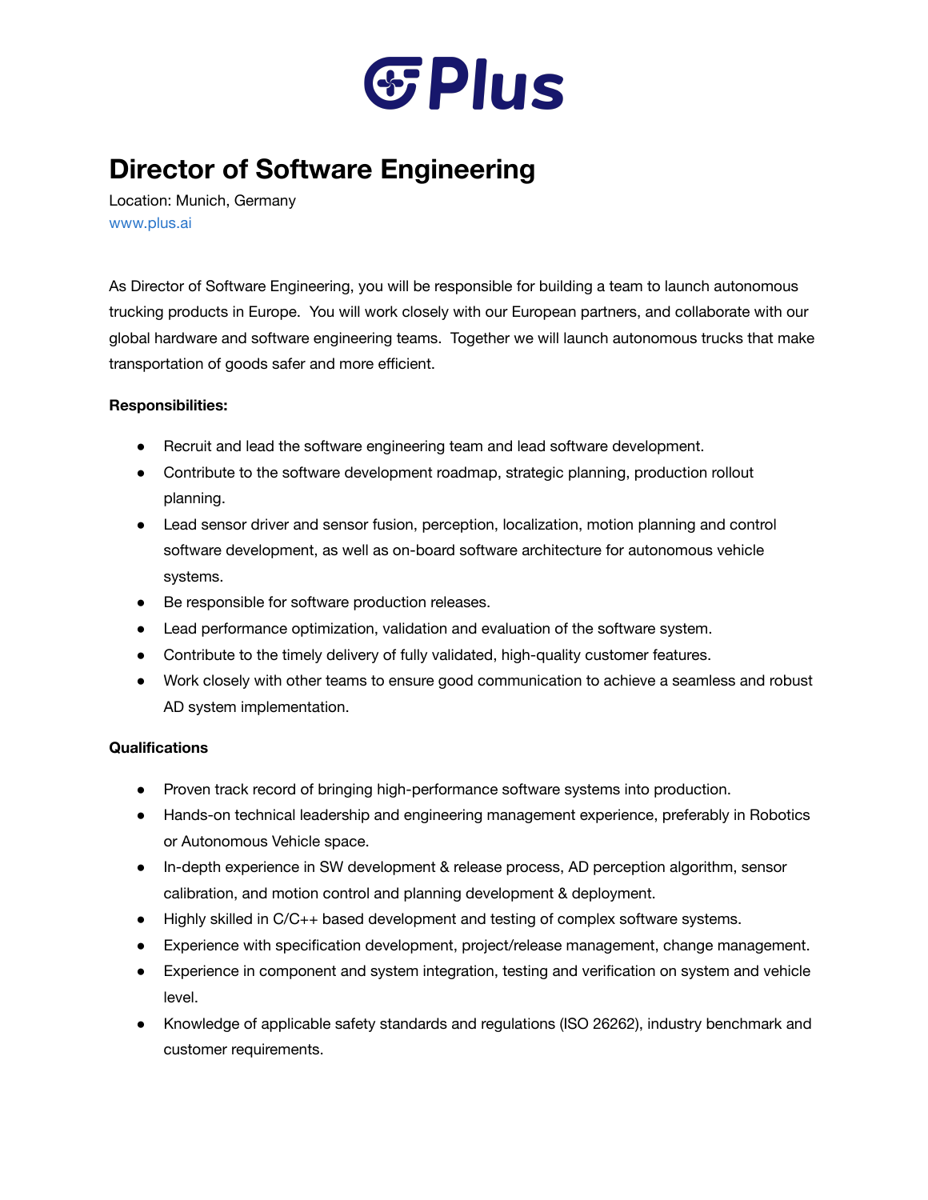Plus

# Director of Software Engineering

Location: Munich, Germany
www.plus.ai

As Director of Software Engineering, you will be responsible for building a team to launch autonomous trucking products in Europe. You will work closely with our European partners, and collaborate with our global hardware and software engineering teams. Together we will launch autonomous trucks that make transportation of goods safer and more efficient.

**Responsibilities:**

- Recruit and lead the software engineering team and lead software development.
- Contribute to the software development roadmap, strategic planning, production rollout planning.
- Lead sensor driver and sensor fusion, perception, localization, motion planning and control software development, as well as on-board software architecture for autonomous vehicle systems.
- Be responsible for software production releases.
- Lead performance optimization, validation and evaluation of the software system.
- Contribute to the timely delivery of fully validated, high-quality customer features.
- Work closely with other teams to ensure good communication to achieve a seamless and robust AD system implementation.

**Qualifications**

- Proven track record of bringing high-performance software systems into production.
- Hands-on technical leadership and engineering management experience, preferably in Robotics or Autonomous Vehicle space.
- In-depth experience in SW development & release process, AD perception algorithm, sensor calibration, and motion control and planning development & deployment.
- Highly skilled in C/C++ based development and testing of complex software systems.
- Experience with specification development, project/release management, change management.
- Experience in component and system integration, testing and verification on system and vehicle level.
- Knowledge of applicable safety standards and regulations (ISO 26262), industry benchmark and customer requirements.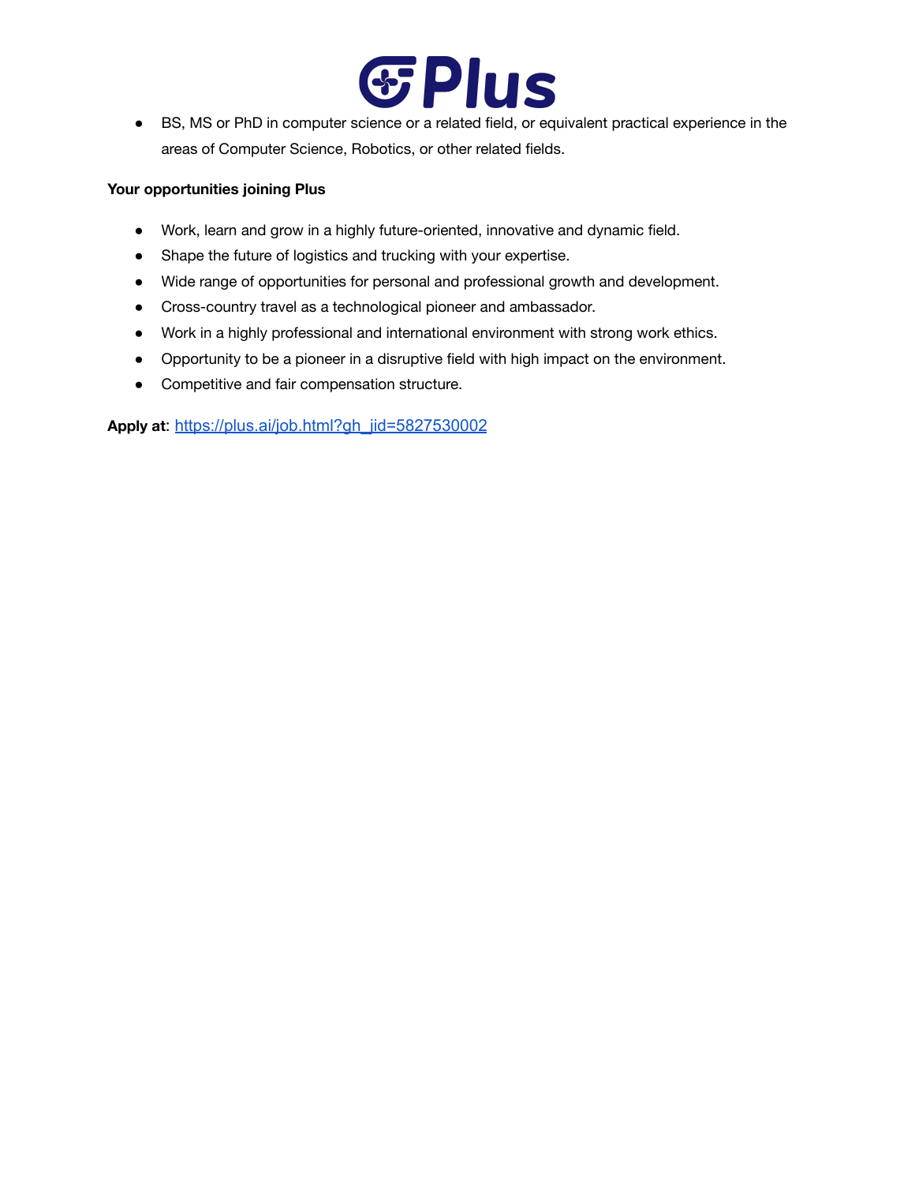- BS, MS or PhD in computer science or a related field, or equivalent practical experience in the areas of Computer Science, Robotics, or other related fields.

**Your opportunities joining Plus**

- Work, learn and grow in a highly future-oriented, innovative and dynamic field.
- Shape the future of logistics and trucking with your expertise.
- Wide range of opportunities for personal and professional growth and development.
- Cross-country travel as a technological pioneer and ambassador.
- Work in a highly professional and international environment with strong work ethics.
- Opportunity to be a pioneer in a disruptive field with high impact on the environment.
- Competitive and fair compensation structure.

**Apply at**: [https://plus.ai/job.html?gh_jid=5827530002](https://plus.ai/job.html?gh_jid=5827530002)